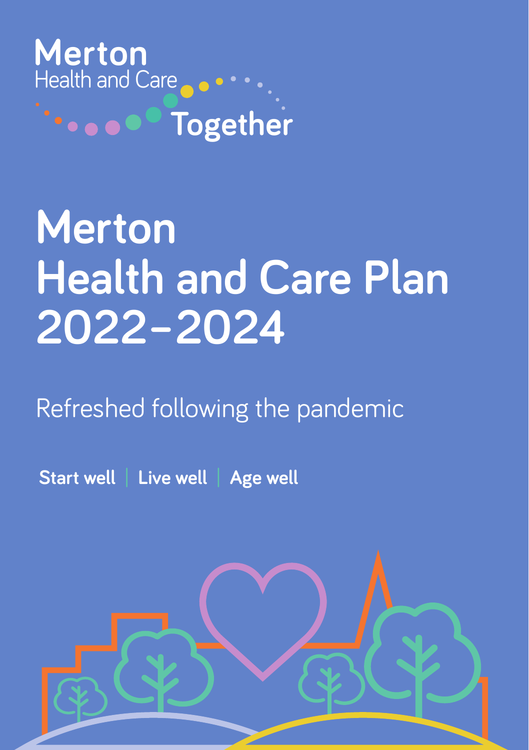Merton
Health and Care
Together

# Merton Health and Care Plan 2022–2024

Refreshed following the pandemic

**Start well | Live well | Age well**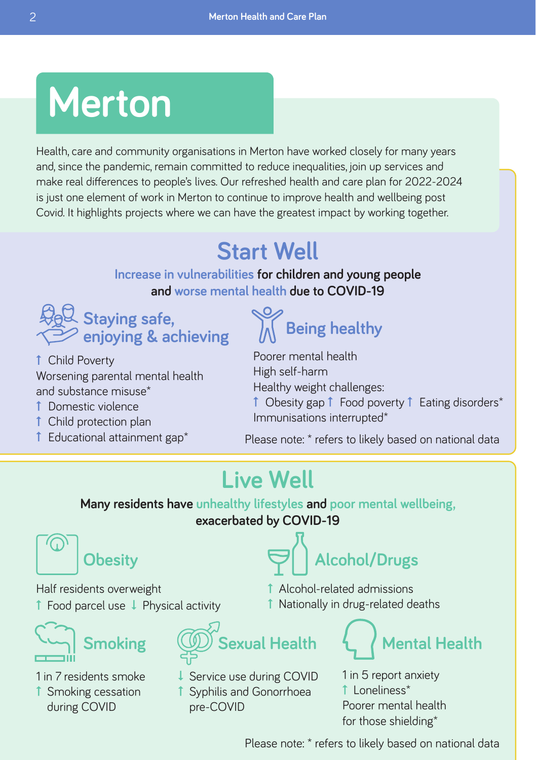# Merton

Health, care and community organisations in Merton have worked closely for many years and, since the pandemic, remain committed to reduce inequalities, join up services and make real differences to people's lives. Our refreshed health and care plan for 2022-2024 is just one element of work in Merton to continue to improve health and wellbeing post Covid. It highlights projects where we can have the greatest impact by working together.

## Start Well

**Increase in vulnerabilities for children and young people and worse mental health due to COVID-19**

### Staying safe, enjoying & achieving

↑ Child Poverty
Worsening parental mental health and substance misuse*
↑ Domestic violence
↑ Child protection plan
↑ Educational attainment gap*

### Being healthy

Poorer mental health
High self-harm
Healthy weight challenges:
↑ Obesity gap ↑ Food poverty ↑ Eating disorders*
Immunisations interrupted*

Please note: * refers to likely based on national data

## Live Well

**Many residents have unhealthy lifestyles and poor mental wellbeing, exacerbated by COVID-19**

### Obesity

Half residents overweight
↑ Food parcel use ↓ Physical activity

### Alcohol/Drugs

↑ Alcohol-related admissions
↑ Nationally in drug-related deaths

### Smoking

1 in 7 residents smoke
↑ Smoking cessation during COVID

### Sexual Health

↓ Service use during COVID
↑ Syphilis and Gonorrhoea pre-COVID

### Mental Health

1 in 5 report anxiety
↑ Loneliness*
Poorer mental health for those shielding*

Please note: * refers to likely based on national data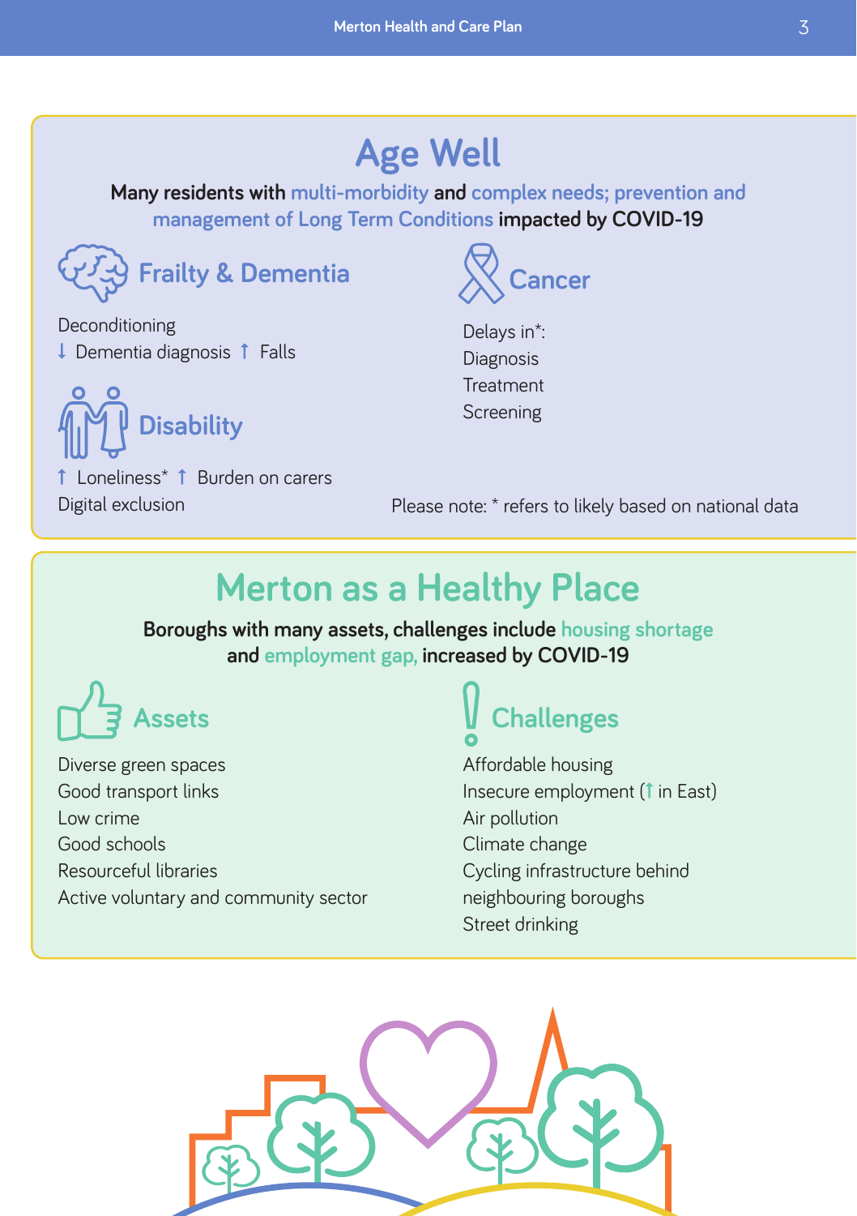## Age Well

**Many residents with multi-morbidity and complex needs; prevention and management of Long Term Conditions impacted by COVID-19**

### Frailty & Dementia

Deconditioning
↓ Dementia diagnosis ↑ Falls

### Cancer

Delays in*:
Diagnosis
Treatment
Screening

### Disability

↑ Loneliness* ↑ Burden on carers
Digital exclusion

Please note: * refers to likely based on national data

## Merton as a Healthy Place

**Boroughs with many assets, challenges include housing shortage and employment gap, increased by COVID-19**

### Assets

Diverse green spaces
Good transport links
Low crime
Good schools
Resourceful libraries
Active voluntary and community sector

### Challenges

Affordable housing
Insecure employment (↑ in East)
Air pollution
Climate change
Cycling infrastructure behind neighbouring boroughs
Street drinking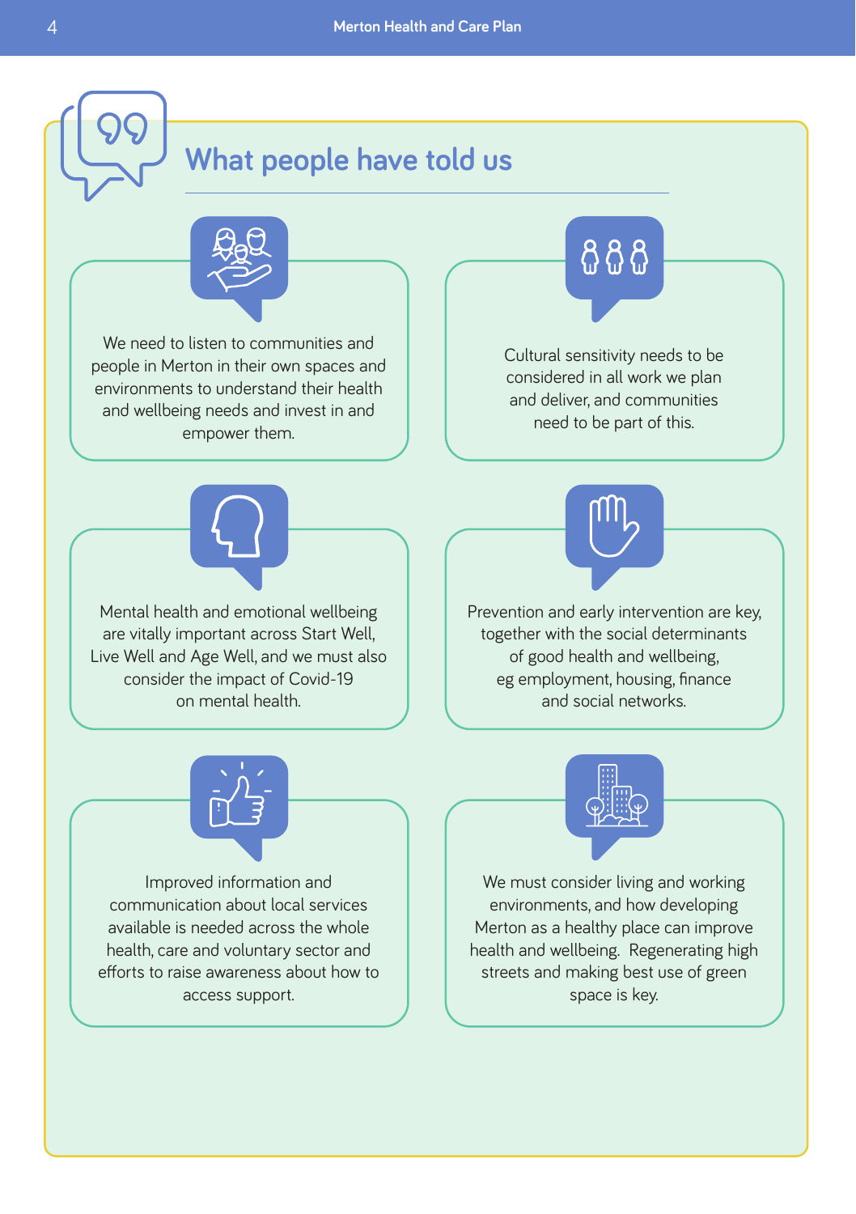## What people have told us

- We need to listen to communities and people in Merton in their own spaces and environments to understand their health and wellbeing needs and invest in and empower them.

- Cultural sensitivity needs to be considered in all work we plan and deliver, and communities need to be part of this.

- Mental health and emotional wellbeing are vitally important across Start Well, Live Well and Age Well, and we must also consider the impact of Covid-19 on mental health.

- Prevention and early intervention are key, together with the social determinants of good health and wellbeing, eg employment, housing, finance and social networks.

- Improved information and communication about local services available is needed across the whole health, care and voluntary sector and efforts to raise awareness about how to access support.

- We must consider living and working environments, and how developing Merton as a healthy place can improve health and wellbeing. Regenerating high streets and making best use of green space is key.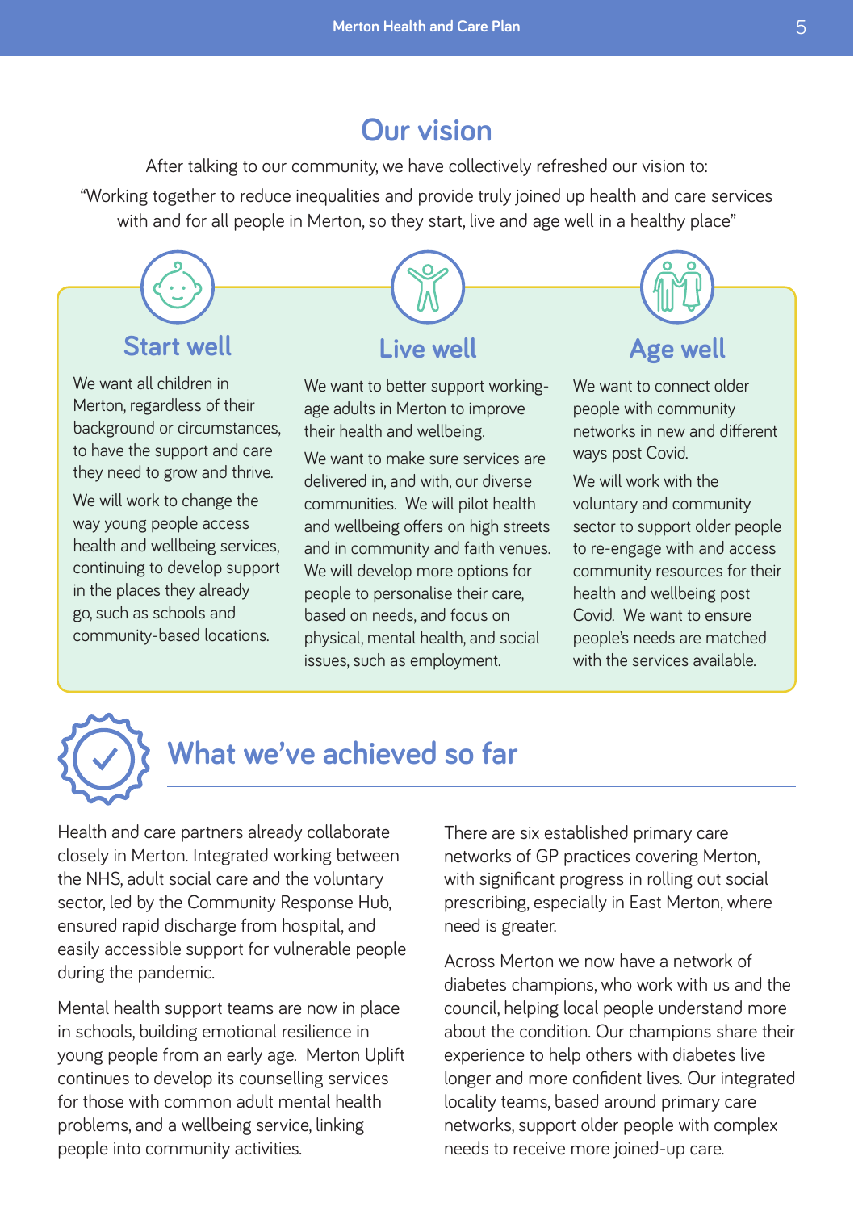## Our vision

After talking to our community, we have collectively refreshed our vision to:

"Working together to reduce inequalities and provide truly joined up health and care services with and for all people in Merton, so they start, live and age well in a healthy place"

### Start well

We want all children in Merton, regardless of their background or circumstances, to have the support and care they need to grow and thrive.

We will work to change the way young people access health and wellbeing services, continuing to develop support in the places they already go, such as schools and community-based locations.

### Live well

We want to better support working-age adults in Merton to improve their health and wellbeing.

We want to make sure services are delivered in, and with, our diverse communities. We will pilot health and wellbeing offers on high streets and in community and faith venues. We will develop more options for people to personalise their care, based on needs, and focus on physical, mental health, and social issues, such as employment.

### Age well

We want to connect older people with community networks in new and different ways post Covid.

We will work with the voluntary and community sector to support older people to re-engage with and access community resources for their health and wellbeing post Covid. We want to ensure people's needs are matched with the services available.

## What we've achieved so far

Health and care partners already collaborate closely in Merton. Integrated working between the NHS, adult social care and the voluntary sector, led by the Community Response Hub, ensured rapid discharge from hospital, and easily accessible support for vulnerable people during the pandemic.

Mental health support teams are now in place in schools, building emotional resilience in young people from an early age. Merton Uplift continues to develop its counselling services for those with common adult mental health problems, and a wellbeing service, linking people into community activities.

There are six established primary care networks of GP practices covering Merton, with significant progress in rolling out social prescribing, especially in East Merton, where need is greater.

Across Merton we now have a network of diabetes champions, who work with us and the council, helping local people understand more about the condition. Our champions share their experience to help others with diabetes live longer and more confident lives. Our integrated locality teams, based around primary care networks, support older people with complex needs to receive more joined-up care.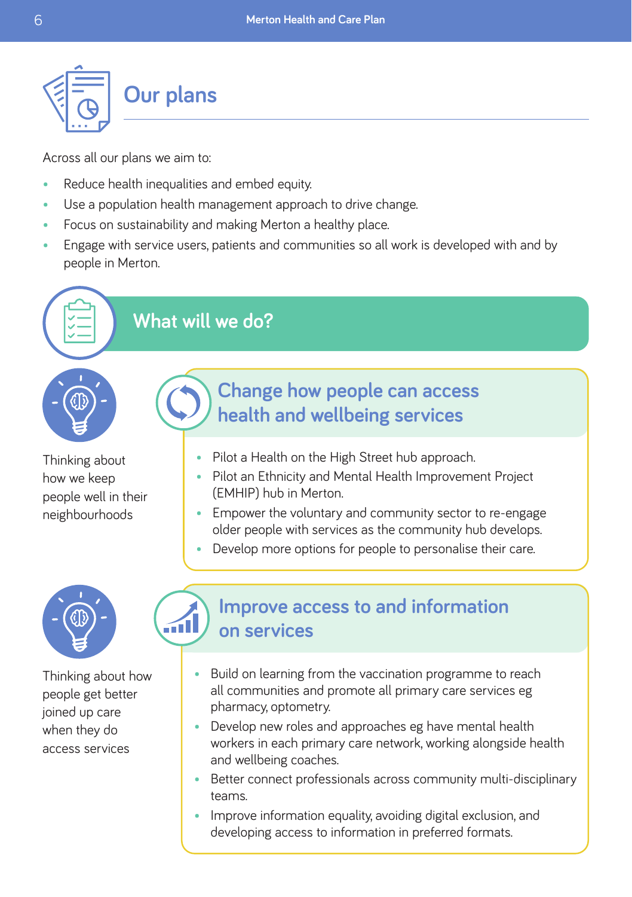# Our plans

Across all our plans we aim to:

- Reduce health inequalities and embed equity.
- Use a population health management approach to drive change.
- Focus on sustainability and making Merton a healthy place.
- Engage with service users, patients and communities so all work is developed with and by people in Merton.

## What will we do?

Thinking about how we keep people well in their neighbourhoods

### Change how people can access health and wellbeing services

- Pilot a Health on the High Street hub approach.
- Pilot an Ethnicity and Mental Health Improvement Project (EMHIP) hub in Merton.
- Empower the voluntary and community sector to re-engage older people with services as the community hub develops.
- Develop more options for people to personalise their care.

Thinking about how people get better joined up care when they do access services

### Improve access to and information on services

- Build on learning from the vaccination programme to reach all communities and promote all primary care services eg pharmacy, optometry.
- Develop new roles and approaches eg have mental health workers in each primary care network, working alongside health and wellbeing coaches.
- Better connect professionals across community multi-disciplinary teams.
- Improve information equality, avoiding digital exclusion, and developing access to information in preferred formats.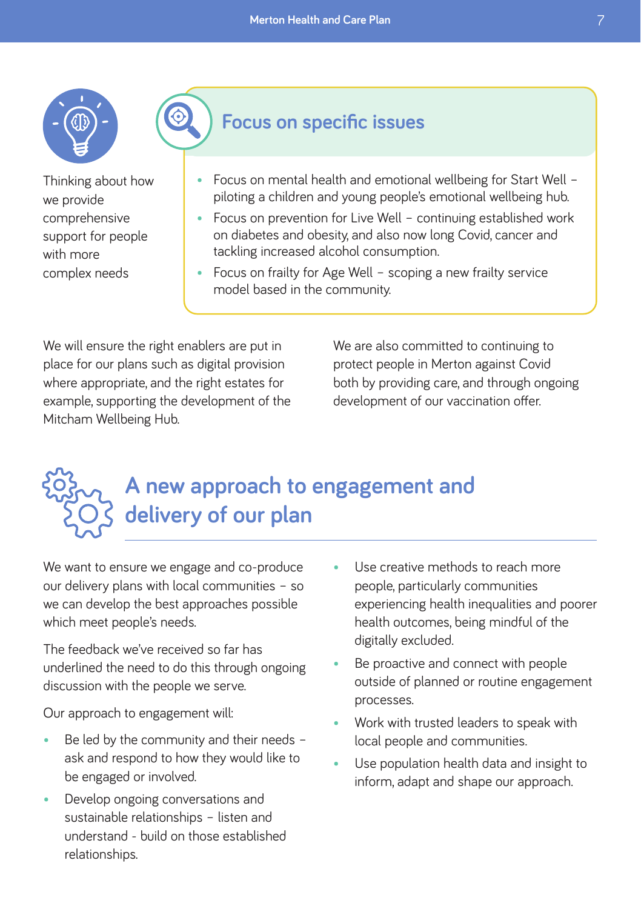Thinking about how we provide comprehensive support for people with more complex needs

## Focus on specific issues

- Focus on mental health and emotional wellbeing for Start Well – piloting a children and young people's emotional wellbeing hub.
- Focus on prevention for Live Well – continuing established work on diabetes and obesity, and also now long Covid, cancer and tackling increased alcohol consumption.
- Focus on frailty for Age Well – scoping a new frailty service model based in the community.

We will ensure the right enablers are put in place for our plans such as digital provision where appropriate, and the right estates for example, supporting the development of the Mitcham Wellbeing Hub.

We are also committed to continuing to protect people in Merton against Covid both by providing care, and through ongoing development of our vaccination offer.

## A new approach to engagement and delivery of our plan

We want to ensure we engage and co-produce our delivery plans with local communities – so we can develop the best approaches possible which meet people's needs.

The feedback we've received so far has underlined the need to do this through ongoing discussion with the people we serve.

Our approach to engagement will:

- Be led by the community and their needs – ask and respond to how they would like to be engaged or involved.
- Develop ongoing conversations and sustainable relationships – listen and understand - build on those established relationships.
- Use creative methods to reach more people, particularly communities experiencing health inequalities and poorer health outcomes, being mindful of the digitally excluded.
- Be proactive and connect with people outside of planned or routine engagement processes.
- Work with trusted leaders to speak with local people and communities.
- Use population health data and insight to inform, adapt and shape our approach.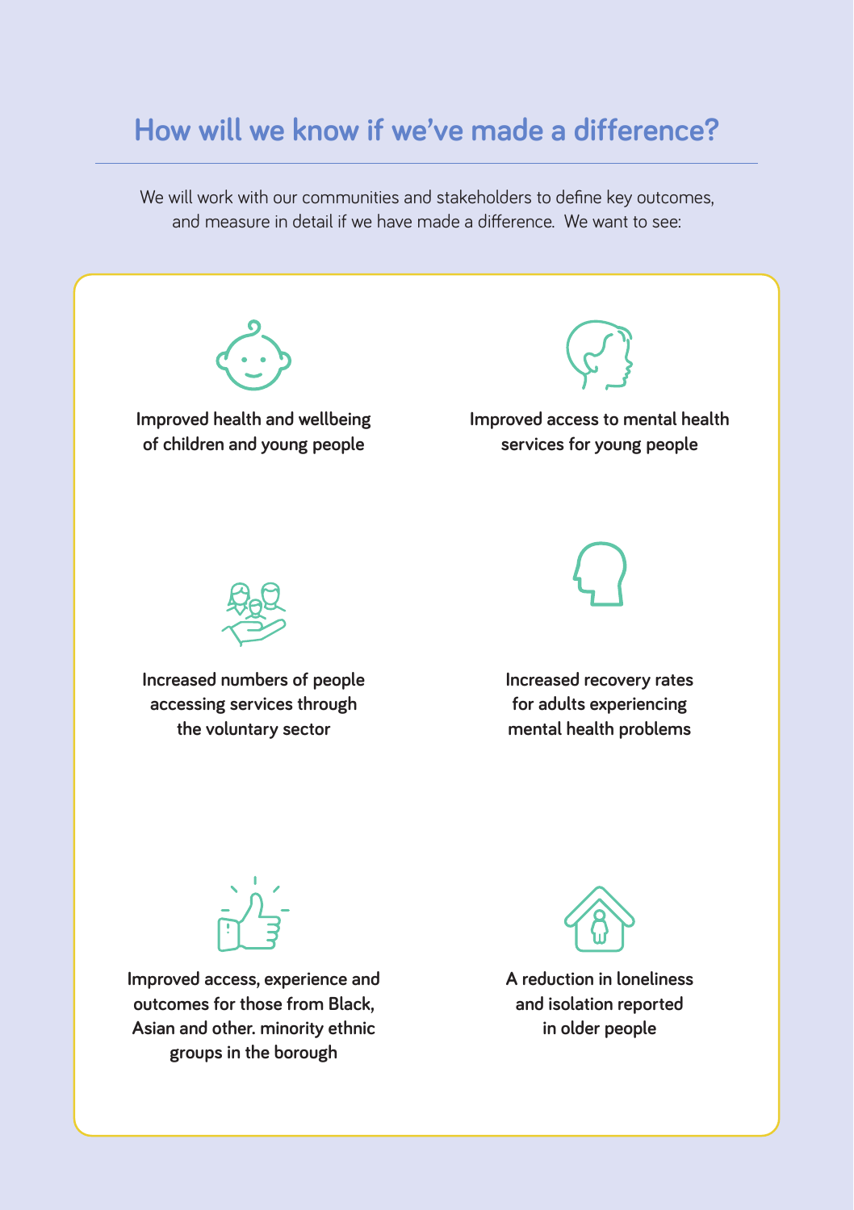## How will we know if we've made a difference?

We will work with our communities and stakeholders to define key outcomes, and measure in detail if we have made a difference. We want to see:

- Improved health and wellbeing of children and young people
- Improved access to mental health services for young people
- Increased numbers of people accessing services through the voluntary sector
- Increased recovery rates for adults experiencing mental health problems
- Improved access, experience and outcomes for those from Black, Asian and other. minority ethnic groups in the borough
- A reduction in loneliness and isolation reported in older people